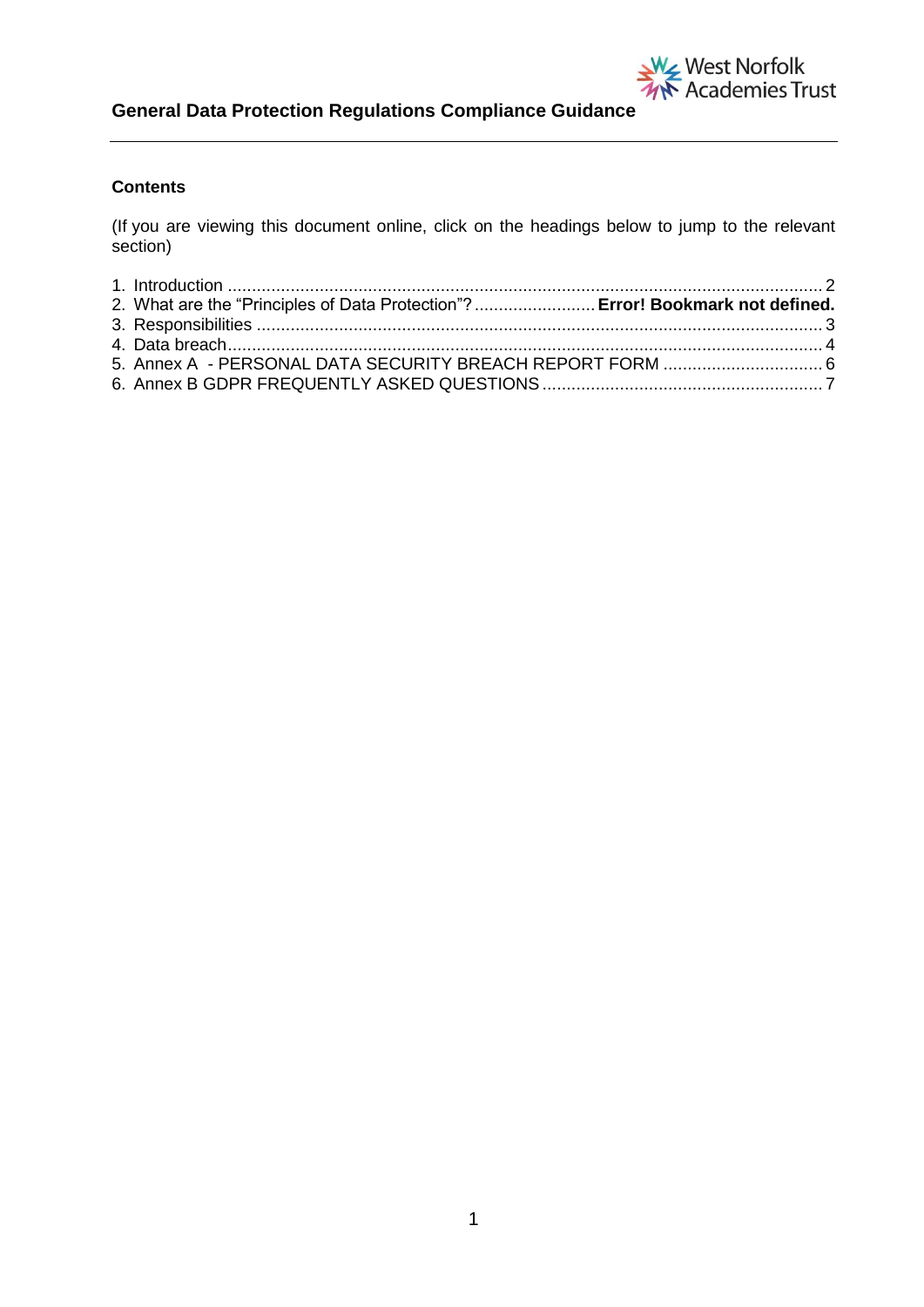# General Data Protection Regulations Compliance Guidance

**Contents**

(If you are viewing this document online, click on the headings below to jump to the relevant section)

1. Introduction ........................................................................................................................... 2
2. What are the "Principles of Data Protection"? ......................... **Error! Bookmark not defined.**
3. Responsibilities ..................................................................................................................... 3
4. Data breach............................................................................................................................ 4
5. Annex A - PERSONAL DATA SECURITY BREACH REPORT FORM ................................. 6
6. Annex B GDPR FREQUENTLY ASKED QUESTIONS .......................................................... 7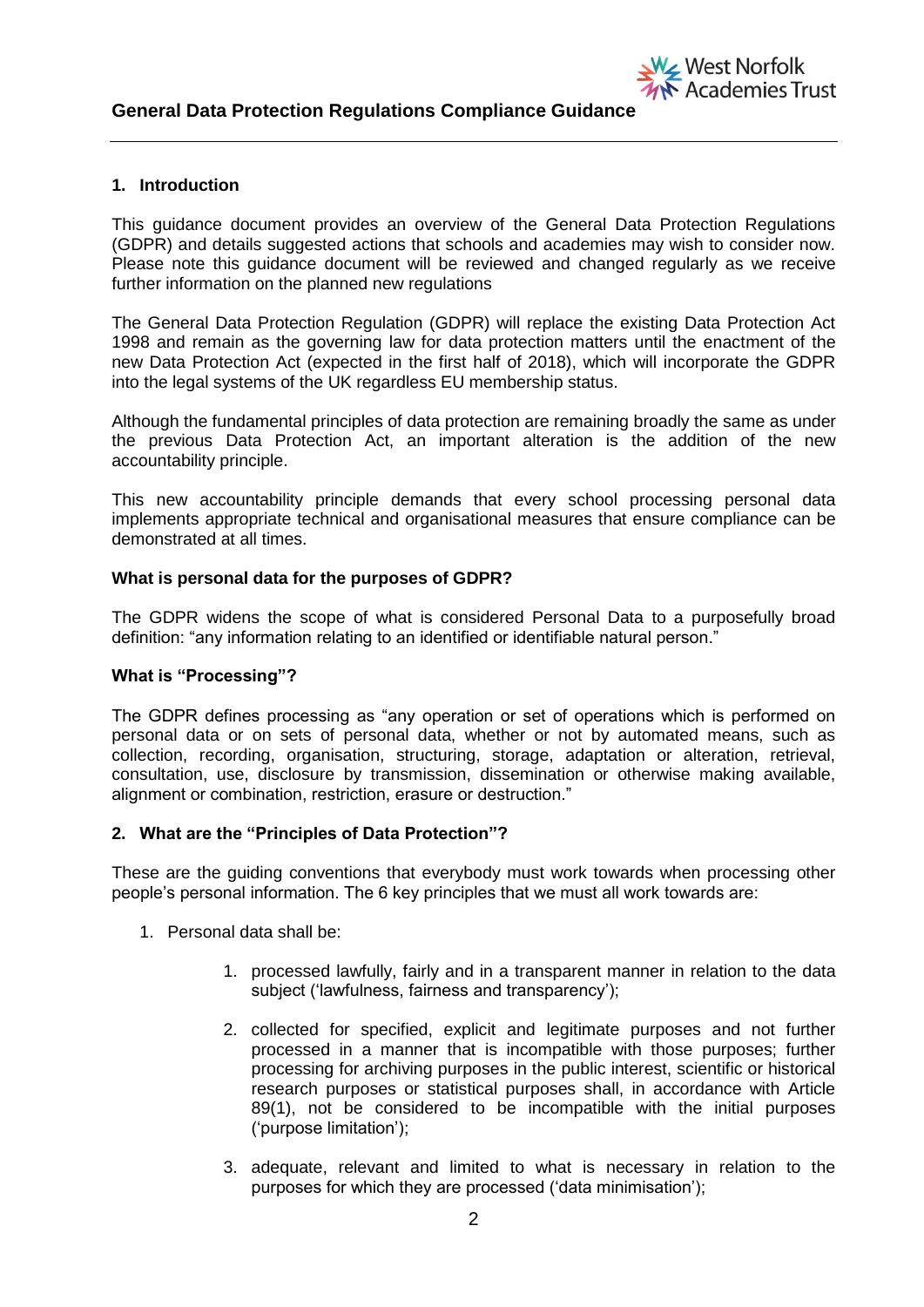## 1. Introduction

This guidance document provides an overview of the General Data Protection Regulations (GDPR) and details suggested actions that schools and academies may wish to consider now. Please note this guidance document will be reviewed and changed regularly as we receive further information on the planned new regulations

The General Data Protection Regulation (GDPR) will replace the existing Data Protection Act 1998 and remain as the governing law for data protection matters until the enactment of the new Data Protection Act (expected in the first half of 2018), which will incorporate the GDPR into the legal systems of the UK regardless EU membership status.

Although the fundamental principles of data protection are remaining broadly the same as under the previous Data Protection Act, an important alteration is the addition of the new accountability principle.

This new accountability principle demands that every school processing personal data implements appropriate technical and organisational measures that ensure compliance can be demonstrated at all times.

### What is personal data for the purposes of GDPR?

The GDPR widens the scope of what is considered Personal Data to a purposefully broad definition: "any information relating to an identified or identifiable natural person."

### What is "Processing"?

The GDPR defines processing as "any operation or set of operations which is performed on personal data or on sets of personal data, whether or not by automated means, such as collection, recording, organisation, structuring, storage, adaptation or alteration, retrieval, consultation, use, disclosure by transmission, dissemination or otherwise making available, alignment or combination, restriction, erasure or destruction."

## 2. What are the "Principles of Data Protection"?

These are the guiding conventions that everybody must work towards when processing other people's personal information. The 6 key principles that we must all work towards are:

1. Personal data shall be:
    1. processed lawfully, fairly and in a transparent manner in relation to the data subject ('lawfulness, fairness and transparency');
    2. collected for specified, explicit and legitimate purposes and not further processed in a manner that is incompatible with those purposes; further processing for archiving purposes in the public interest, scientific or historical research purposes or statistical purposes shall, in accordance with Article 89(1), not be considered to be incompatible with the initial purposes ('purpose limitation');
    3. adequate, relevant and limited to what is necessary in relation to the purposes for which they are processed ('data minimisation');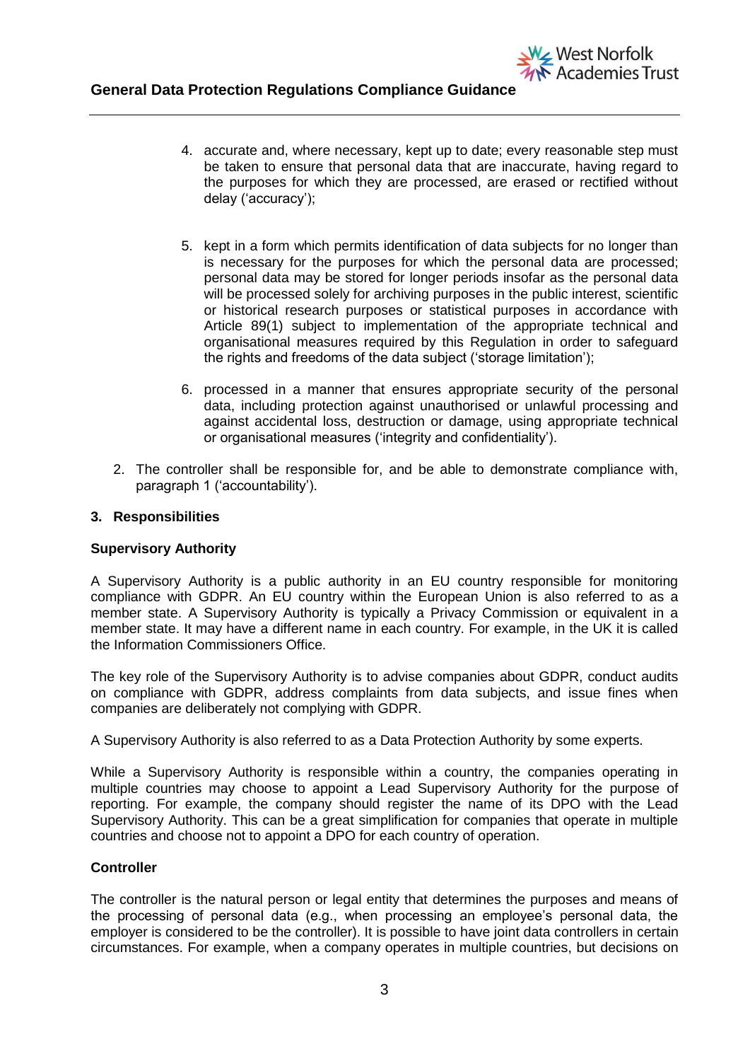4. accurate and, where necessary, kept up to date; every reasonable step must be taken to ensure that personal data that are inaccurate, having regard to the purposes for which they are processed, are erased or rectified without delay ('accuracy');

5. kept in a form which permits identification of data subjects for no longer than is necessary for the purposes for which the personal data are processed; personal data may be stored for longer periods insofar as the personal data will be processed solely for archiving purposes in the public interest, scientific or historical research purposes or statistical purposes in accordance with Article 89(1) subject to implementation of the appropriate technical and organisational measures required by this Regulation in order to safeguard the rights and freedoms of the data subject ('storage limitation');

6. processed in a manner that ensures appropriate security of the personal data, including protection against unauthorised or unlawful processing and against accidental loss, destruction or damage, using appropriate technical or organisational measures ('integrity and confidentiality').

2. The controller shall be responsible for, and be able to demonstrate compliance with, paragraph 1 ('accountability').

## 3. Responsibilities

### Supervisory Authority

A Supervisory Authority is a public authority in an EU country responsible for monitoring compliance with GDPR. An EU country within the European Union is also referred to as a member state. A Supervisory Authority is typically a Privacy Commission or equivalent in a member state. It may have a different name in each country. For example, in the UK it is called the Information Commissioners Office.

The key role of the Supervisory Authority is to advise companies about GDPR, conduct audits on compliance with GDPR, address complaints from data subjects, and issue fines when companies are deliberately not complying with GDPR.

A Supervisory Authority is also referred to as a Data Protection Authority by some experts.

While a Supervisory Authority is responsible within a country, the companies operating in multiple countries may choose to appoint a Lead Supervisory Authority for the purpose of reporting. For example, the company should register the name of its DPO with the Lead Supervisory Authority. This can be a great simplification for companies that operate in multiple countries and choose not to appoint a DPO for each country of operation.

### Controller

The controller is the natural person or legal entity that determines the purposes and means of the processing of personal data (e.g., when processing an employee's personal data, the employer is considered to be the controller). It is possible to have joint data controllers in certain circumstances. For example, when a company operates in multiple countries, but decisions on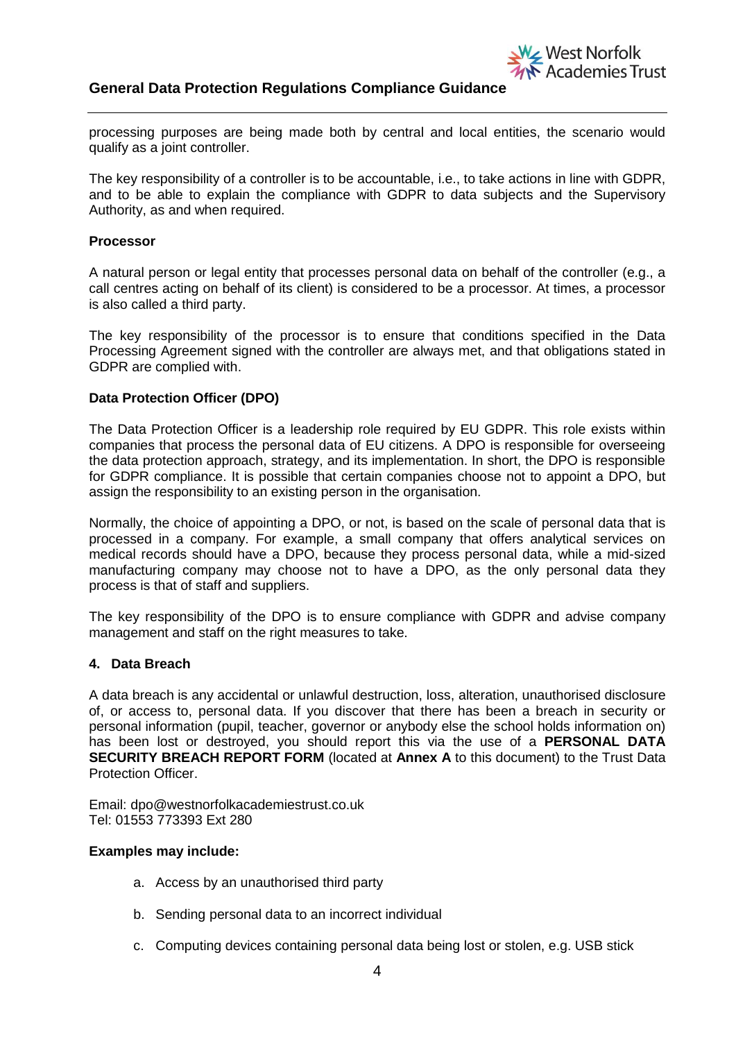processing purposes are being made both by central and local entities, the scenario would qualify as a joint controller.

The key responsibility of a controller is to be accountable, i.e., to take actions in line with GDPR, and to be able to explain the compliance with GDPR to data subjects and the Supervisory Authority, as and when required.

**Processor**

A natural person or legal entity that processes personal data on behalf of the controller (e.g., a call centres acting on behalf of its client) is considered to be a processor. At times, a processor is also called a third party.

The key responsibility of the processor is to ensure that conditions specified in the Data Processing Agreement signed with the controller are always met, and that obligations stated in GDPR are complied with.

**Data Protection Officer (DPO)**

The Data Protection Officer is a leadership role required by EU GDPR. This role exists within companies that process the personal data of EU citizens. A DPO is responsible for overseeing the data protection approach, strategy, and its implementation. In short, the DPO is responsible for GDPR compliance. It is possible that certain companies choose not to appoint a DPO, but assign the responsibility to an existing person in the organisation.

Normally, the choice of appointing a DPO, or not, is based on the scale of personal data that is processed in a company. For example, a small company that offers analytical services on medical records should have a DPO, because they process personal data, while a mid-sized manufacturing company may choose not to have a DPO, as the only personal data they process is that of staff and suppliers.

The key responsibility of the DPO is to ensure compliance with GDPR and advise company management and staff on the right measures to take.

## 4. Data Breach

A data breach is any accidental or unlawful destruction, loss, alteration, unauthorised disclosure of, or access to, personal data. If you discover that there has been a breach in security or personal information (pupil, teacher, governor or anybody else the school holds information on) has been lost or destroyed, you should report this via the use of a **PERSONAL DATA SECURITY BREACH REPORT FORM** (located at **Annex A** to this document) to the Trust Data Protection Officer.

Email: dpo@westnorfolkacademiestrust.co.uk
Tel: 01553 773393 Ext 280

**Examples may include:**

a. Access by an unauthorised third party

b. Sending personal data to an incorrect individual

c. Computing devices containing personal data being lost or stolen, e.g. USB stick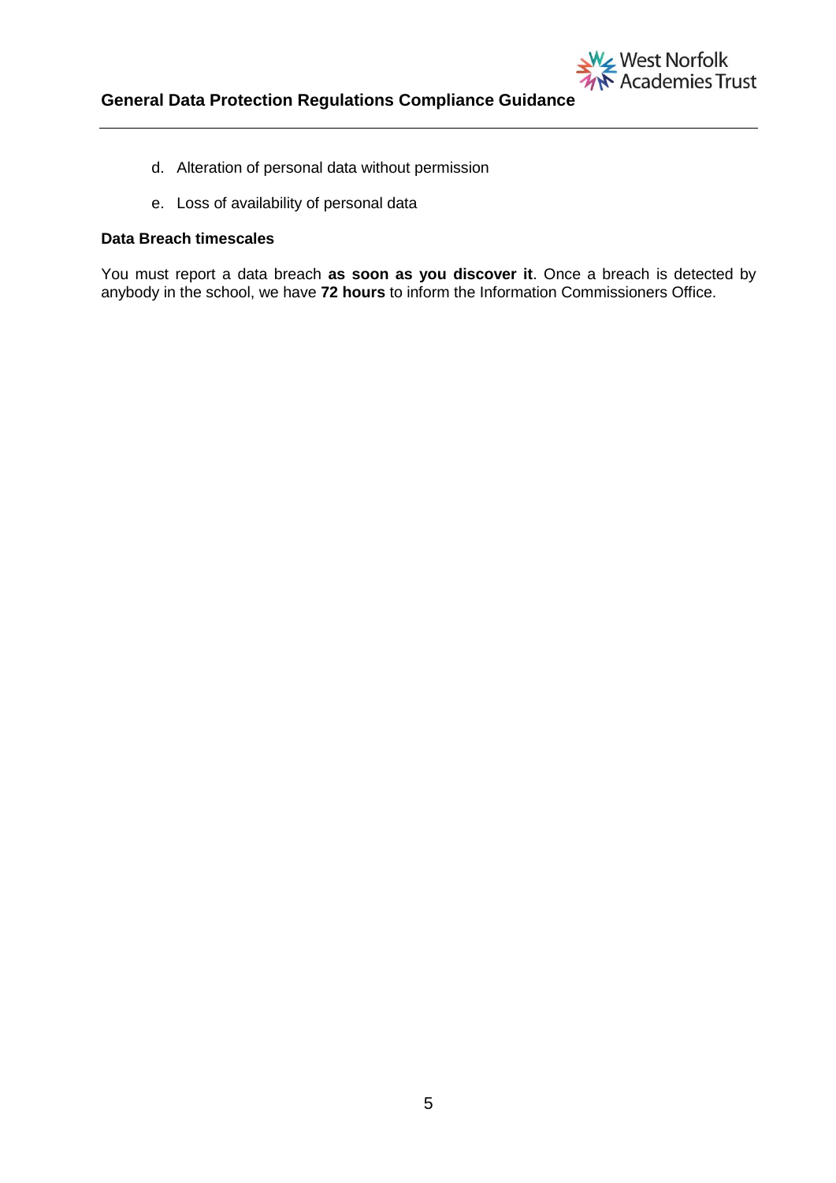d. Alteration of personal data without permission

e. Loss of availability of personal data

**Data Breach timescales**

You must report a data breach **as soon as you discover it**. Once a breach is detected by anybody in the school, we have **72 hours** to inform the Information Commissioners Office.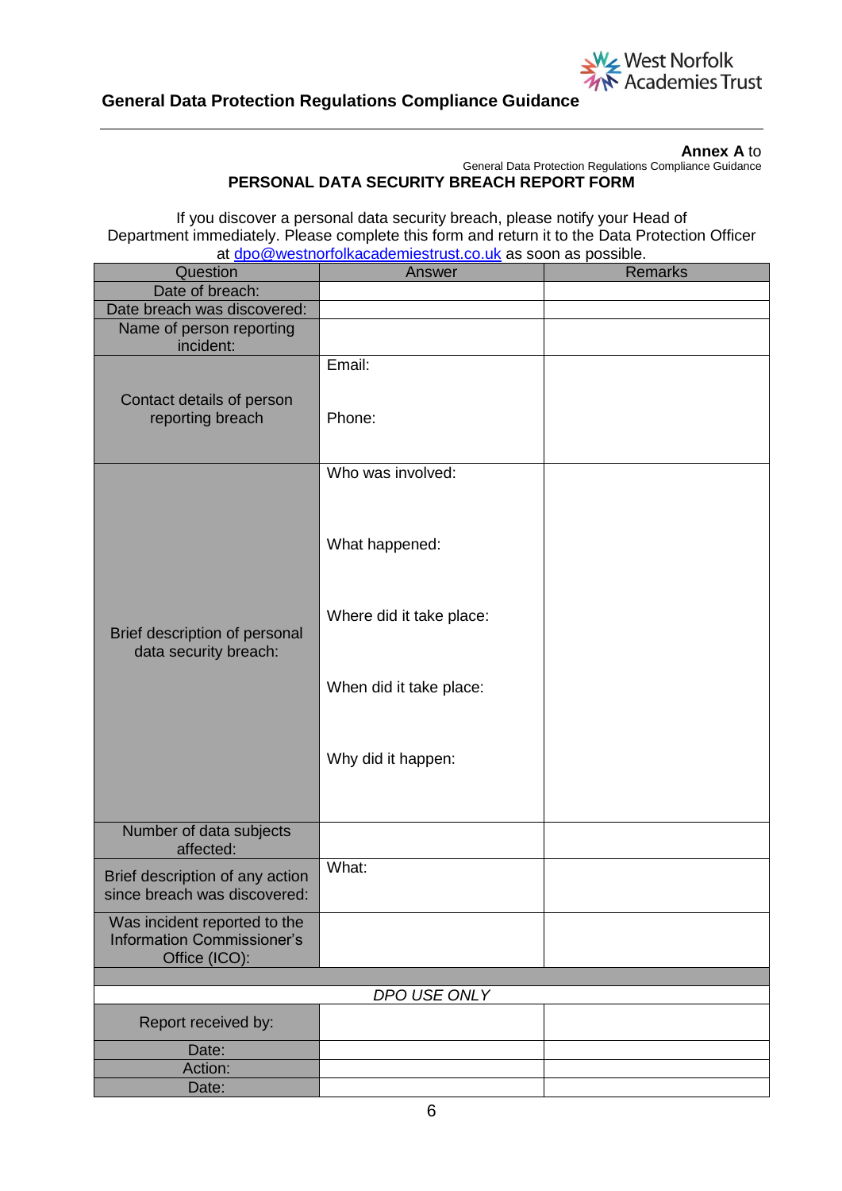**Annex A** to
General Data Protection Regulations Compliance Guidance

## PERSONAL DATA SECURITY BREACH REPORT FORM

If you discover a personal data security breach, please notify your Head of Department immediately. Please complete this form and return it to the Data Protection Officer at dpo@westnorfolkacademiestrust.co.uk as soon as possible.

| Question | Answer | Remarks |
|---|---|---|
| Date of breach: | | |
| Date breach was discovered: | | |
| Name of person reporting incident: | | |
| Contact details of person reporting breach | Email:<br><br>Phone: | |
| Brief description of personal data security breach: | Who was involved:<br><br>What happened:<br><br>Where did it take place:<br><br>When did it take place:<br><br>Why did it happen: | |
| Number of data subjects affected: | | |
| Brief description of any action since breach was discovered: | What: | |
| Was incident reported to the Information Commissioner's Office (ICO): | | |
| | | |
| *DPO USE ONLY* | | |
| Report received by: | | |
| Date: | | |
| Action: | | |
| Date: | | |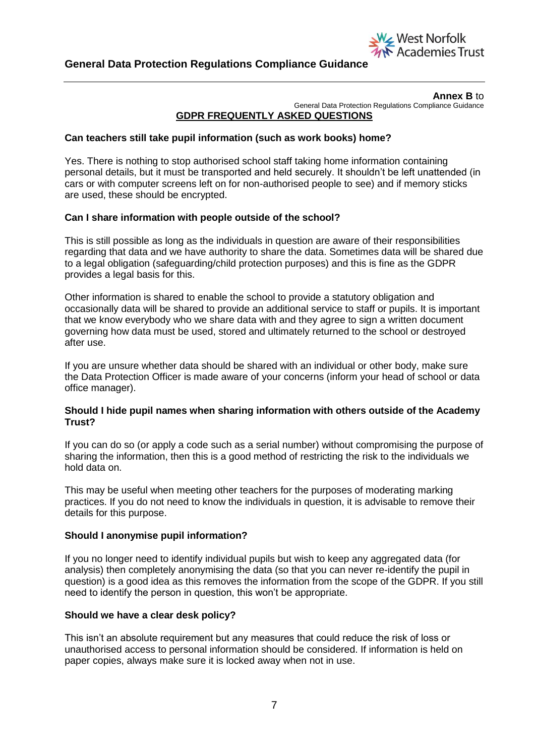**Annex B** to
General Data Protection Regulations Compliance Guidance

## GDPR FREQUENTLY ASKED QUESTIONS

### Can teachers still take pupil information (such as work books) home?

Yes. There is nothing to stop authorised school staff taking home information containing personal details, but it must be transported and held securely. It shouldn't be left unattended (in cars or with computer screens left on for non-authorised people to see) and if memory sticks are used, these should be encrypted.

### Can I share information with people outside of the school?

This is still possible as long as the individuals in question are aware of their responsibilities regarding that data and we have authority to share the data. Sometimes data will be shared due to a legal obligation (safeguarding/child protection purposes) and this is fine as the GDPR provides a legal basis for this.

Other information is shared to enable the school to provide a statutory obligation and occasionally data will be shared to provide an additional service to staff or pupils. It is important that we know everybody who we share data with and they agree to sign a written document governing how data must be used, stored and ultimately returned to the school or destroyed after use.

If you are unsure whether data should be shared with an individual or other body, make sure the Data Protection Officer is made aware of your concerns (inform your head of school or data office manager).

### Should I hide pupil names when sharing information with others outside of the Academy Trust?

If you can do so (or apply a code such as a serial number) without compromising the purpose of sharing the information, then this is a good method of restricting the risk to the individuals we hold data on.

This may be useful when meeting other teachers for the purposes of moderating marking practices. If you do not need to know the individuals in question, it is advisable to remove their details for this purpose.

### Should I anonymise pupil information?

If you no longer need to identify individual pupils but wish to keep any aggregated data (for analysis) then completely anonymising the data (so that you can never re-identify the pupil in question) is a good idea as this removes the information from the scope of the GDPR. If you still need to identify the person in question, this won't be appropriate.

### Should we have a clear desk policy?

This isn't an absolute requirement but any measures that could reduce the risk of loss or unauthorised access to personal information should be considered. If information is held on paper copies, always make sure it is locked away when not in use.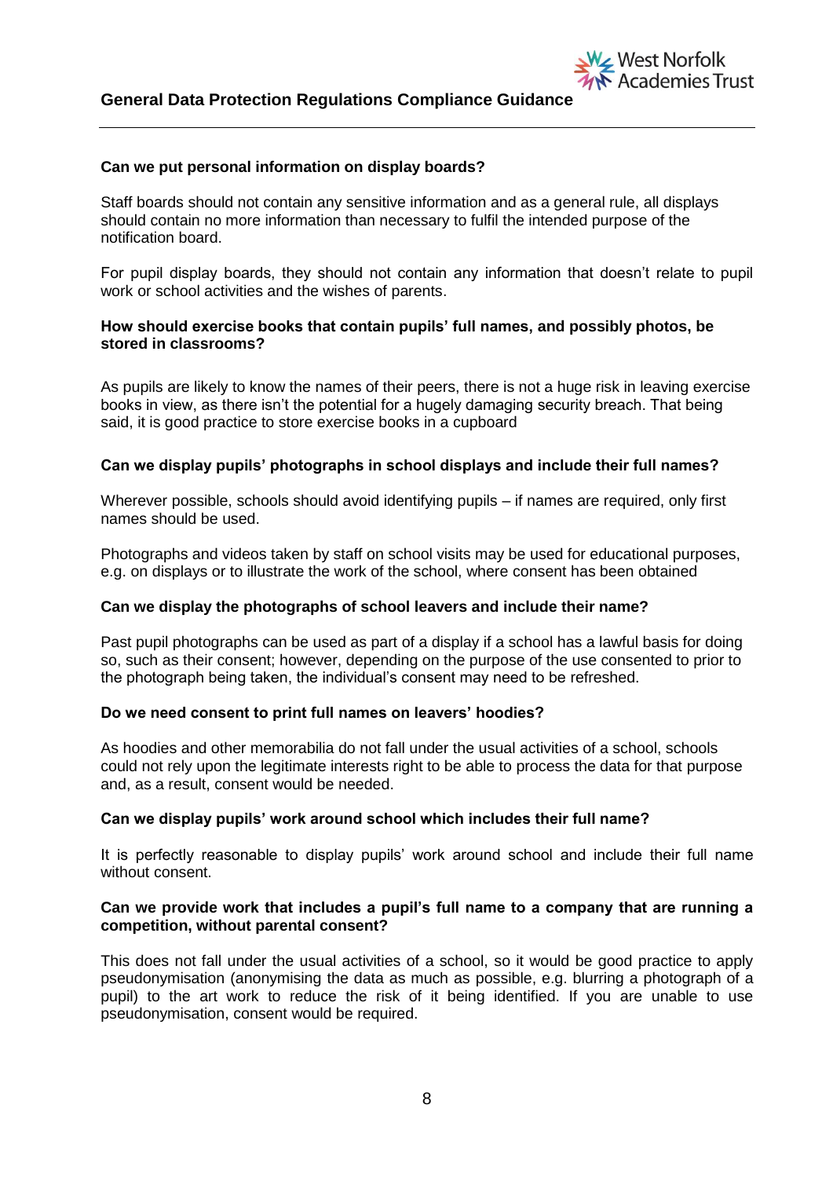**Can we put personal information on display boards?**

Staff boards should not contain any sensitive information and as a general rule, all displays should contain no more information than necessary to fulfil the intended purpose of the notification board.

For pupil display boards, they should not contain any information that doesn't relate to pupil work or school activities and the wishes of parents.

**How should exercise books that contain pupils' full names, and possibly photos, be stored in classrooms?**

As pupils are likely to know the names of their peers, there is not a huge risk in leaving exercise books in view, as there isn't the potential for a hugely damaging security breach. That being said, it is good practice to store exercise books in a cupboard

**Can we display pupils' photographs in school displays and include their full names?**

Wherever possible, schools should avoid identifying pupils – if names are required, only first names should be used.

Photographs and videos taken by staff on school visits may be used for educational purposes, e.g. on displays or to illustrate the work of the school, where consent has been obtained

**Can we display the photographs of school leavers and include their name?**

Past pupil photographs can be used as part of a display if a school has a lawful basis for doing so, such as their consent; however, depending on the purpose of the use consented to prior to the photograph being taken, the individual's consent may need to be refreshed.

**Do we need consent to print full names on leavers' hoodies?**

As hoodies and other memorabilia do not fall under the usual activities of a school, schools could not rely upon the legitimate interests right to be able to process the data for that purpose and, as a result, consent would be needed.

**Can we display pupils' work around school which includes their full name?**

It is perfectly reasonable to display pupils' work around school and include their full name without consent.

**Can we provide work that includes a pupil's full name to a company that are running a competition, without parental consent?**

This does not fall under the usual activities of a school, so it would be good practice to apply pseudonymisation (anonymising the data as much as possible, e.g. blurring a photograph of a pupil) to the art work to reduce the risk of it being identified. If you are unable to use pseudonymisation, consent would be required.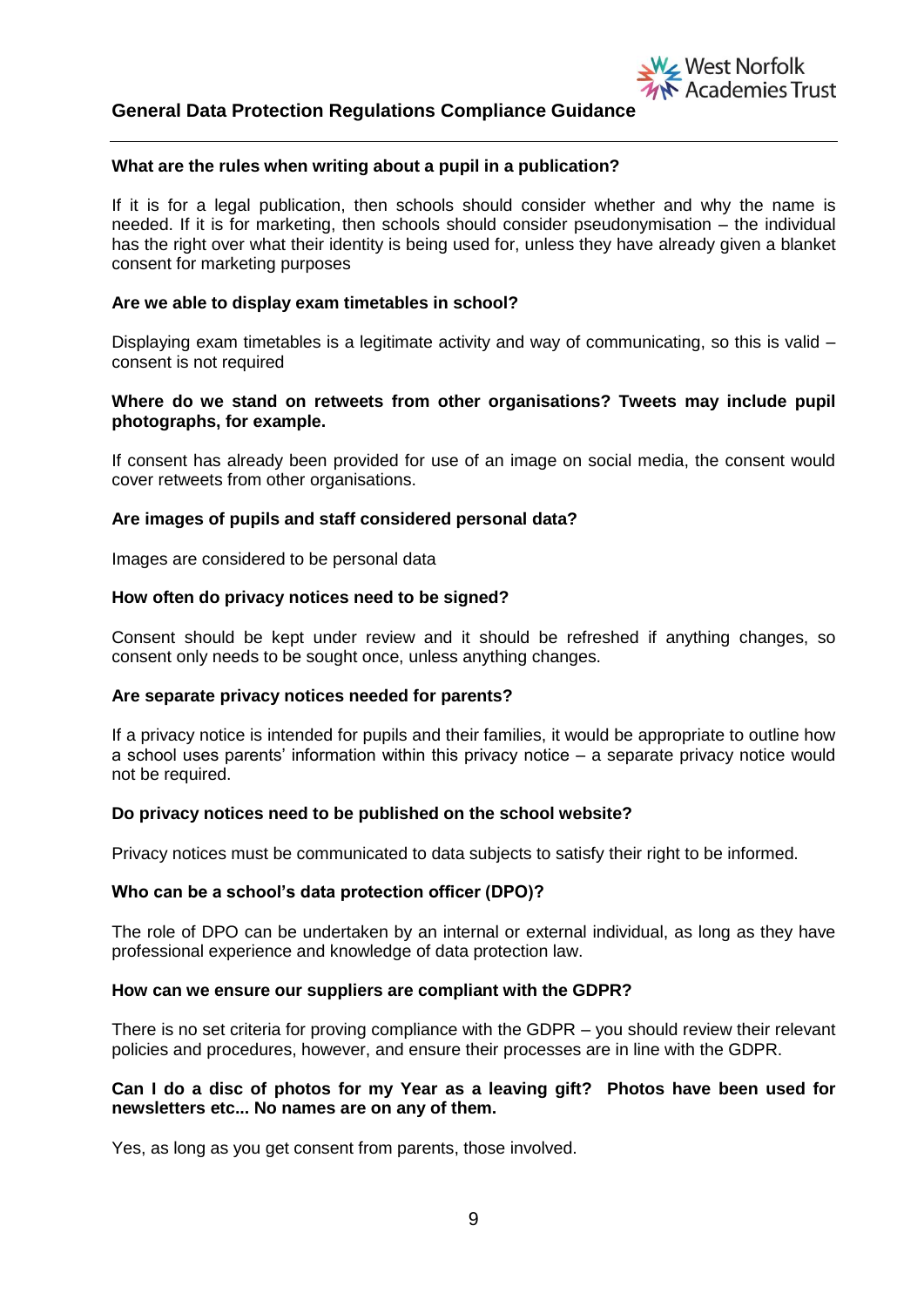**What are the rules when writing about a pupil in a publication?**

If it is for a legal publication, then schools should consider whether and why the name is needed. If it is for marketing, then schools should consider pseudonymisation – the individual has the right over what their identity is being used for, unless they have already given a blanket consent for marketing purposes

**Are we able to display exam timetables in school?**

Displaying exam timetables is a legitimate activity and way of communicating, so this is valid – consent is not required

**Where do we stand on retweets from other organisations? Tweets may include pupil photographs, for example.**

If consent has already been provided for use of an image on social media, the consent would cover retweets from other organisations.

**Are images of pupils and staff considered personal data?**

Images are considered to be personal data

**How often do privacy notices need to be signed?**

Consent should be kept under review and it should be refreshed if anything changes, so consent only needs to be sought once, unless anything changes.

**Are separate privacy notices needed for parents?**

If a privacy notice is intended for pupils and their families, it would be appropriate to outline how a school uses parents' information within this privacy notice – a separate privacy notice would not be required.

**Do privacy notices need to be published on the school website?**

Privacy notices must be communicated to data subjects to satisfy their right to be informed.

**Who can be a school's data protection officer (DPO)?**

The role of DPO can be undertaken by an internal or external individual, as long as they have professional experience and knowledge of data protection law.

**How can we ensure our suppliers are compliant with the GDPR?**

There is no set criteria for proving compliance with the GDPR – you should review their relevant policies and procedures, however, and ensure their processes are in line with the GDPR.

**Can I do a disc of photos for my Year as a leaving gift? Photos have been used for newsletters etc... No names are on any of them.**

Yes, as long as you get consent from parents, those involved.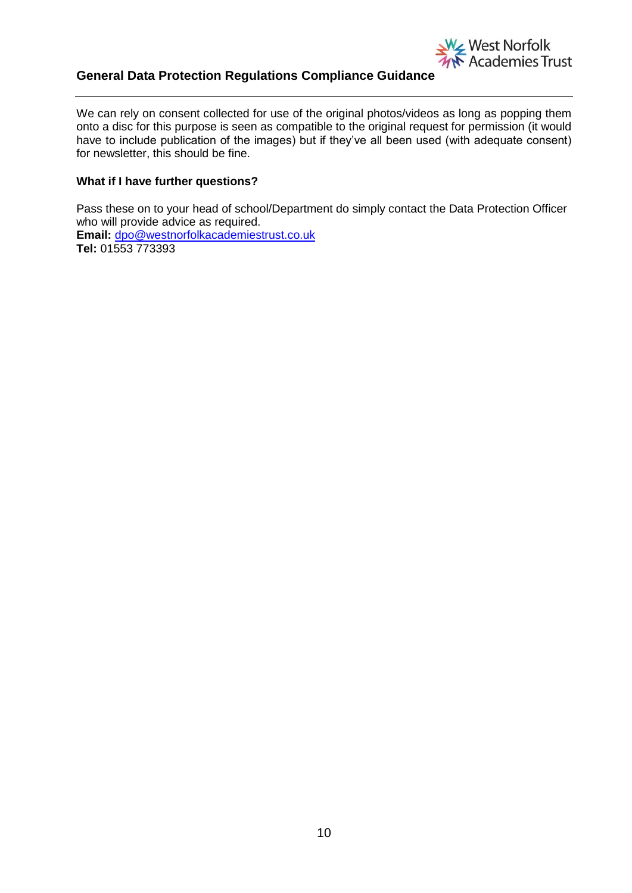We can rely on consent collected for use of the original photos/videos as long as popping them onto a disc for this purpose is seen as compatible to the original request for permission (it would have to include publication of the images) but if they've all been used (with adequate consent) for newsletter, this should be fine.

**What if I have further questions?**

Pass these on to your head of school/Department do simply contact the Data Protection Officer who will provide advice as required.
**Email:** dpo@westnorfolkacademiestrust.co.uk
**Tel:** 01553 773393